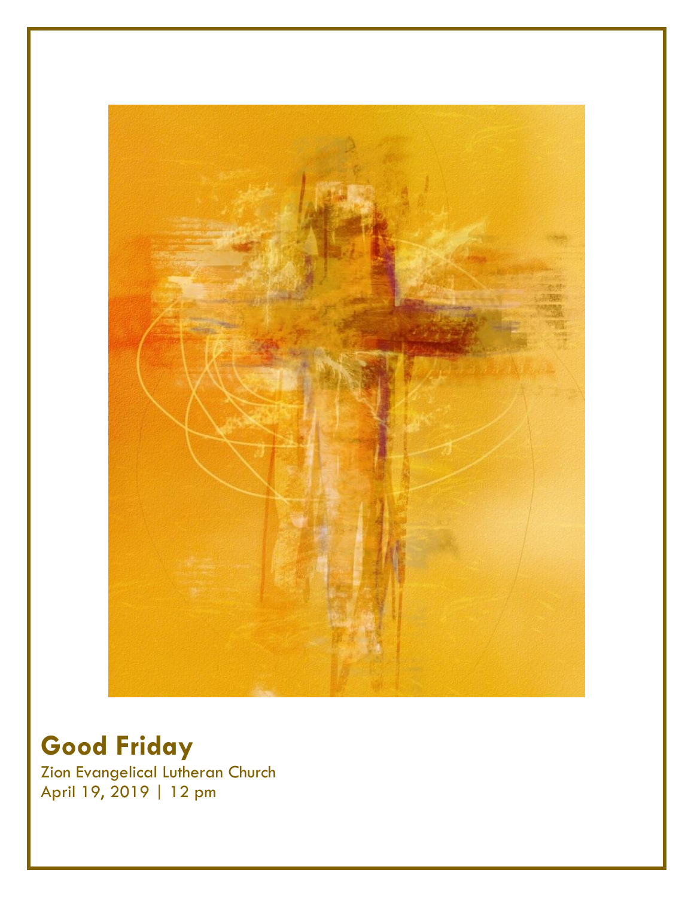# Good Friday

Zion Evangelical Lutheran Church
April 19, 2019 | 12 pm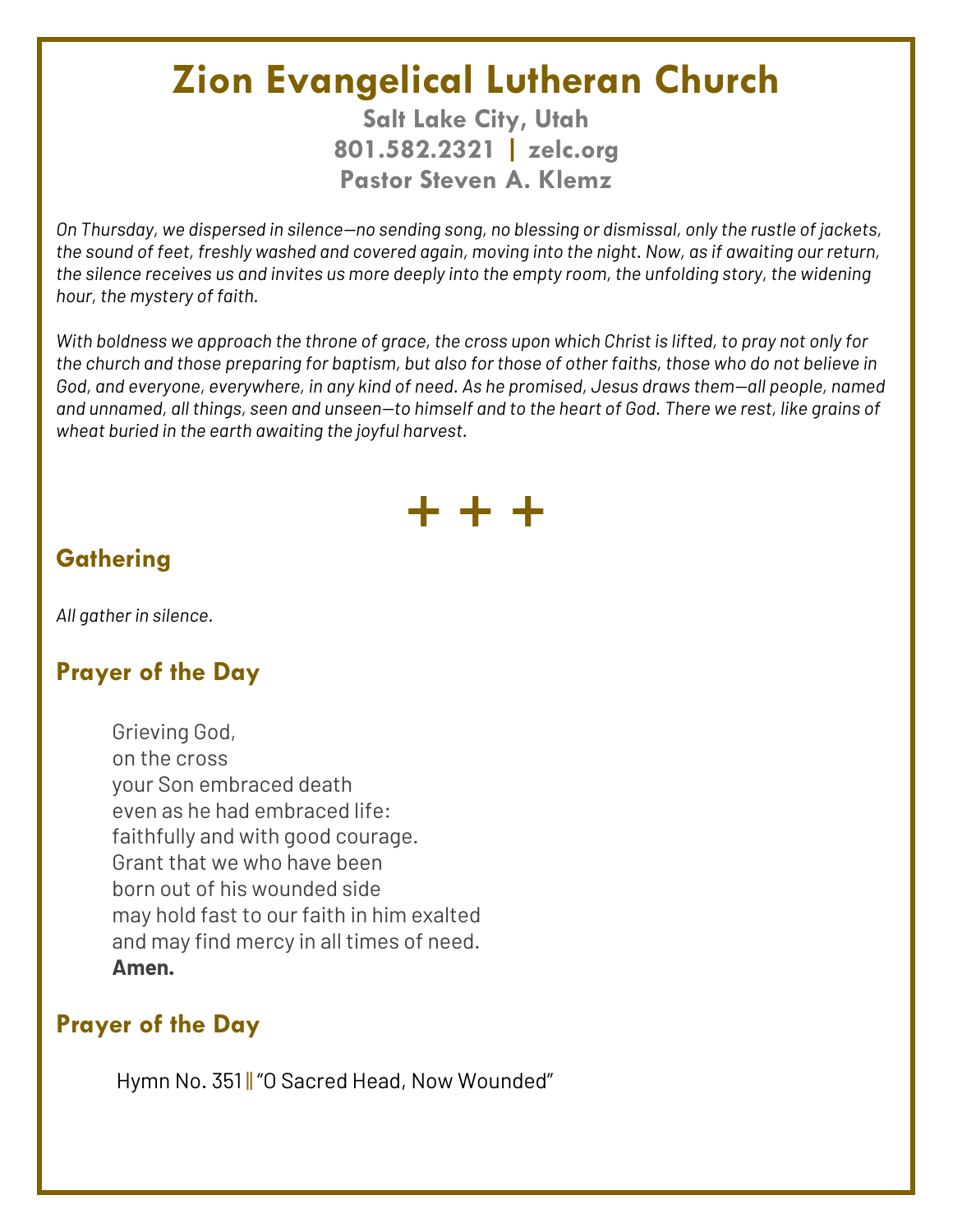# Zion Evangelical Lutheran Church

**Salt Lake City, Utah**
**801.582.2321 | zelc.org**
**Pastor Steven A. Klemz**

*On Thursday, we dispersed in silence—no sending song, no blessing or dismissal, only the rustle of jackets, the sound of feet, freshly washed and covered again, moving into the night. Now, as if awaiting our return, the silence receives us and invites us more deeply into the empty room, the unfolding story, the widening hour, the mystery of faith.*

*With boldness we approach the throne of grace, the cross upon which Christ is lifted, to pray not only for the church and those preparing for baptism, but also for those of other faiths, those who do not believe in God, and everyone, everywhere, in any kind of need. As he promised, Jesus draws them—all people, named and unnamed, all things, seen and unseen—to himself and to the heart of God. There we rest, like grains of wheat buried in the earth awaiting the joyful harvest.*

+ + +

## Gathering

*All gather in silence.*

## Prayer of the Day

Grieving God,
on the cross
your Son embraced death
even as he had embraced life:
faithfully and with good courage.
Grant that we who have been
born out of his wounded side
may hold fast to our faith in him exalted
and may find mercy in all times of need.
**Amen.**

## Prayer of the Day

Hymn No. 351 ‖ "O Sacred Head, Now Wounded"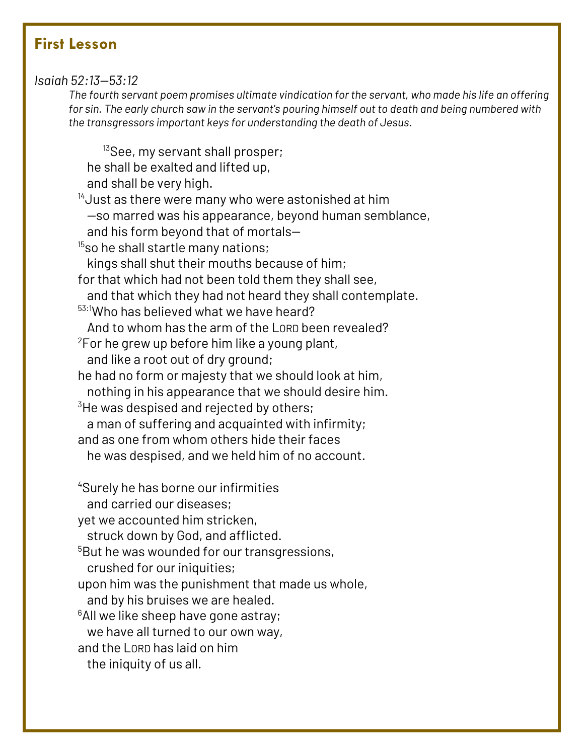## First Lesson

*Isaiah 52:13—53:12*

*The fourth servant poem promises ultimate vindication for the servant, who made his life an offering for sin. The early church saw in the servant's pouring himself out to death and being numbered with the transgressors important keys for understanding the death of Jesus.*

[13]See, my servant shall prosper;
he shall be exalted and lifted up,
and shall be very high.
[14]Just as there were many who were astonished at him
—so marred was his appearance, beyond human semblance,
and his form beyond that of mortals—
[15]so he shall startle many nations;
kings shall shut their mouths because of him;
for that which had not been told them they shall see,
and that which they had not heard they shall contemplate.
[53:1]Who has believed what we have heard?
And to whom has the arm of the LORD been revealed?
[2]For he grew up before him like a young plant,
and like a root out of dry ground;
he had no form or majesty that we should look at him,
nothing in his appearance that we should desire him.
[3]He was despised and rejected by others;
a man of suffering and acquainted with infirmity;
and as one from whom others hide their faces
he was despised, and we held him of no account.

[4]Surely he has borne our infirmities
and carried our diseases;
yet we accounted him stricken,
struck down by God, and afflicted.
[5]But he was wounded for our transgressions,
crushed for our iniquities;
upon him was the punishment that made us whole,
and by his bruises we are healed.
[6]All we like sheep have gone astray;
we have all turned to our own way,
and the LORD has laid on him
the iniquity of us all.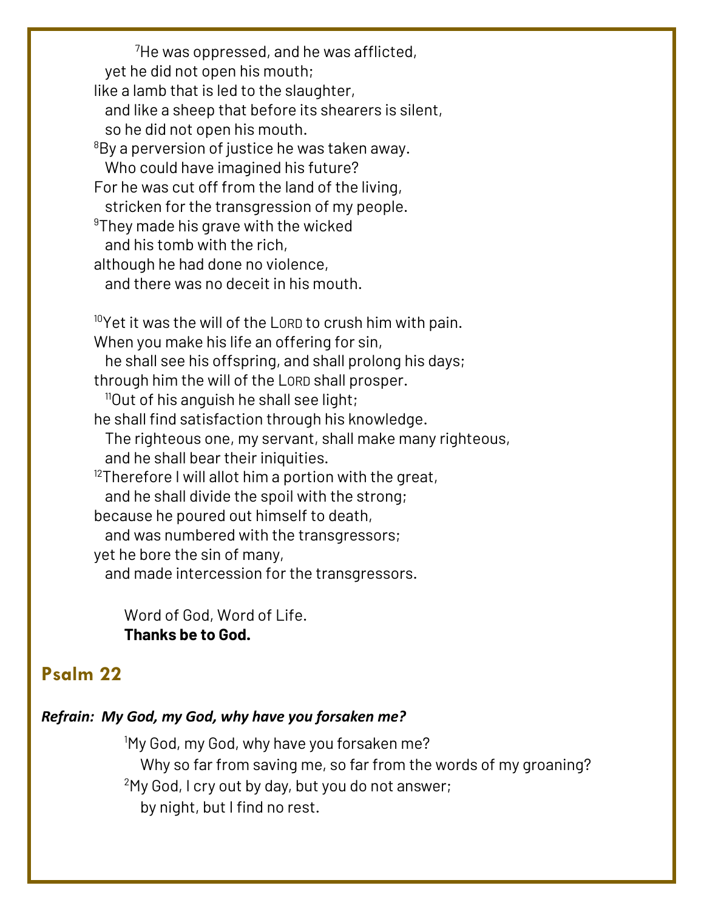[7]He was oppressed, and he was afflicted,
yet he did not open his mouth;
like a lamb that is led to the slaughter,
and like a sheep that before its shearers is silent,
so he did not open his mouth.
[8]By a perversion of justice he was taken away.
Who could have imagined his future?
For he was cut off from the land of the living,
stricken for the transgression of my people.
[9]They made his grave with the wicked
and his tomb with the rich,
although he had done no violence,
and there was no deceit in his mouth.

[10]Yet it was the will of the LORD to crush him with pain.
When you make his life an offering for sin,
he shall see his offspring, and shall prolong his days;
through him the will of the LORD shall prosper.
[11]Out of his anguish he shall see light;
he shall find satisfaction through his knowledge.
The righteous one, my servant, shall make many righteous,
and he shall bear their iniquities.
[12]Therefore I will allot him a portion with the great,
and he shall divide the spoil with the strong;
because he poured out himself to death,
and was numbered with the transgressors;
yet he bore the sin of many,
and made intercession for the transgressors.

Word of God, Word of Life.
**Thanks be to God.**

## Psalm 22

***Refrain: My God, my God, why have you forsaken me?***

[1]My God, my God, why have you forsaken me?
Why so far from saving me, so far from the words of my groaning?
[2]My God, I cry out by day, but you do not answer;
by night, but I find no rest.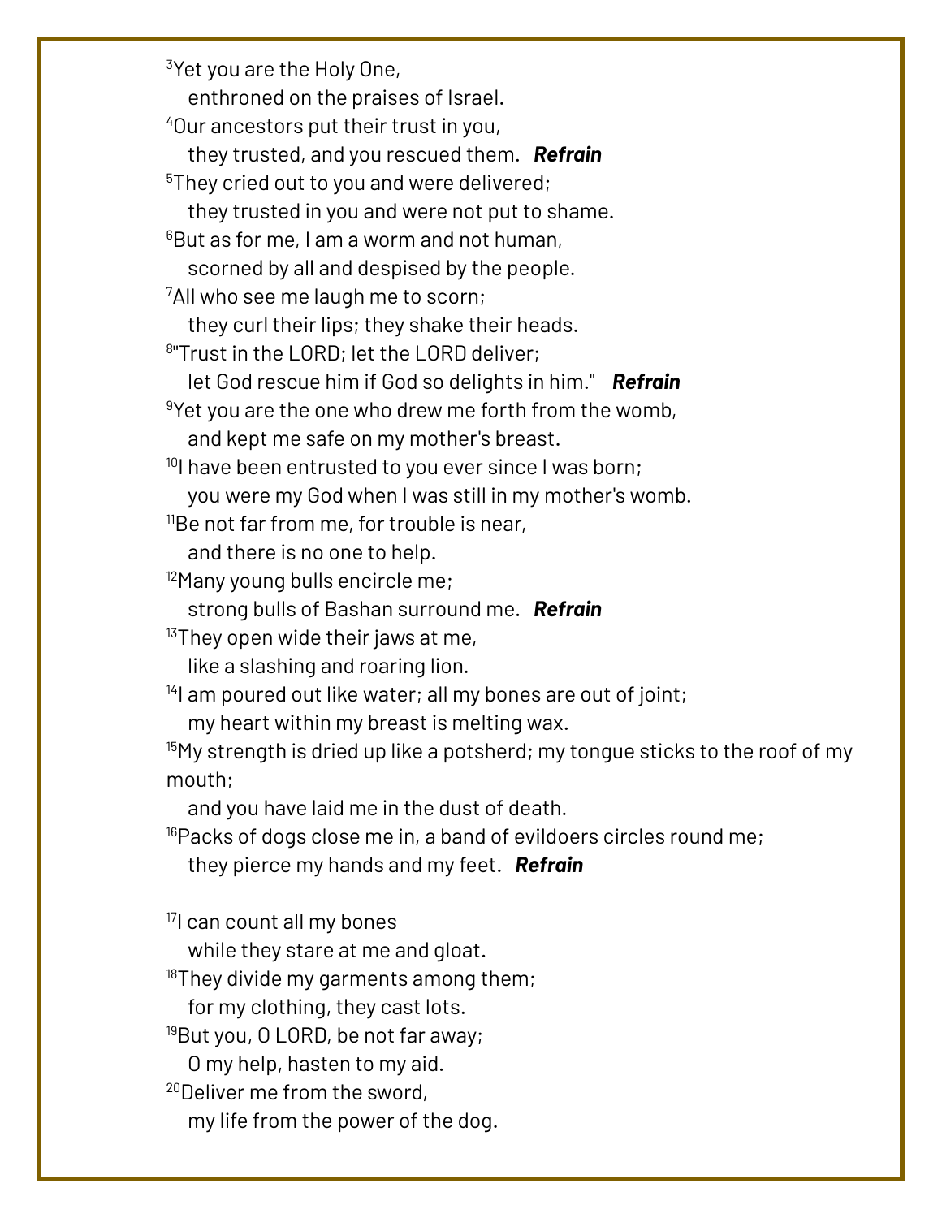[3]Yet you are the Holy One,
  enthroned on the praises of Israel.
[4]Our ancestors put their trust in you,
  they trusted, and you rescued them. ***Refrain***
[5]They cried out to you and were delivered;
  they trusted in you and were not put to shame.
[6]But as for me, I am a worm and not human,
  scorned by all and despised by the people.
[7]All who see me laugh me to scorn;
  they curl their lips; they shake their heads.
[8]"Trust in the LORD; let the LORD deliver;
  let God rescue him if God so delights in him." ***Refrain***
[9]Yet you are the one who drew me forth from the womb,
  and kept me safe on my mother's breast.
[10]I have been entrusted to you ever since I was born;
  you were my God when I was still in my mother's womb.
[11]Be not far from me, for trouble is near,
  and there is no one to help.
[12]Many young bulls encircle me;
  strong bulls of Bashan surround me. ***Refrain***
[13]They open wide their jaws at me,
  like a slashing and roaring lion.
[14]I am poured out like water; all my bones are out of joint;
  my heart within my breast is melting wax.
[15]My strength is dried up like a potsherd; my tongue sticks to the roof of my mouth;
  and you have laid me in the dust of death.
[16]Packs of dogs close me in, a band of evildoers circles round me;
  they pierce my hands and my feet. ***Refrain***

[17]I can count all my bones
  while they stare at me and gloat.
[18]They divide my garments among them;
  for my clothing, they cast lots.
[19]But you, O LORD, be not far away;
  O my help, hasten to my aid.
[20]Deliver me from the sword,
  my life from the power of the dog.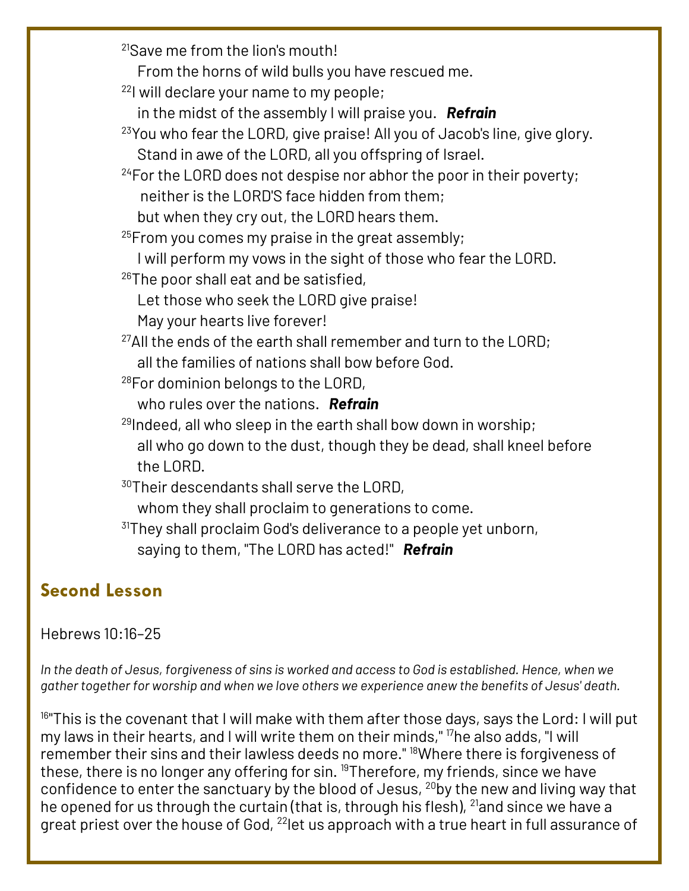[21]Save me from the lion's mouth!
From the horns of wild bulls you have rescued me.
[22]I will declare your name to my people;
in the midst of the assembly I will praise you. ***Refrain***
[23]You who fear the LORD, give praise! All you of Jacob's line, give glory.
Stand in awe of the LORD, all you offspring of Israel.
[24]For the LORD does not despise nor abhor the poor in their poverty;
neither is the LORD'S face hidden from them;
but when they cry out, the LORD hears them.
[25]From you comes my praise in the great assembly;
I will perform my vows in the sight of those who fear the LORD.
[26]The poor shall eat and be satisfied,
Let those who seek the LORD give praise!
May your hearts live forever!
[27]All the ends of the earth shall remember and turn to the LORD;
all the families of nations shall bow before God.
[28]For dominion belongs to the LORD,
who rules over the nations. ***Refrain***
[29]Indeed, all who sleep in the earth shall bow down in worship;
all who go down to the dust, though they be dead, shall kneel before the LORD.
[30]Their descendants shall serve the LORD,
whom they shall proclaim to generations to come.
[31]They shall proclaim God's deliverance to a people yet unborn,
saying to them, "The LORD has acted!" ***Refrain***

## Second Lesson

Hebrews 10:16–25

*In the death of Jesus, forgiveness of sins is worked and access to God is established. Hence, when we gather together for worship and when we love others we experience anew the benefits of Jesus' death.*

[16]"This is the covenant that I will make with them after those days, says the Lord: I will put my laws in their hearts, and I will write them on their minds," [17]he also adds, "I will remember their sins and their lawless deeds no more." [18]Where there is forgiveness of these, there is no longer any offering for sin. [19]Therefore, my friends, since we have confidence to enter the sanctuary by the blood of Jesus, [20]by the new and living way that he opened for us through the curtain (that is, through his flesh), [21]and since we have a great priest over the house of God, [22]let us approach with a true heart in full assurance of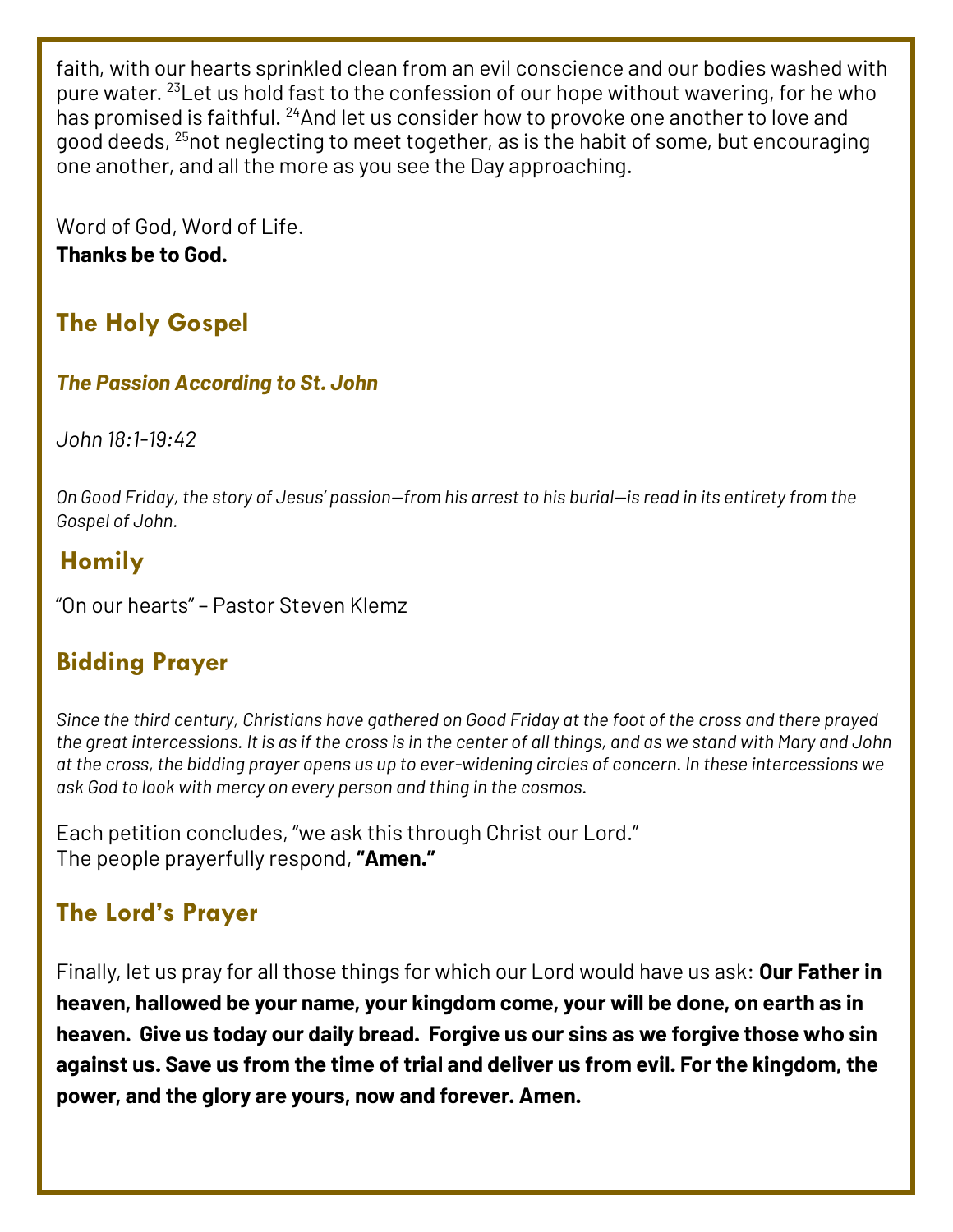faith, with our hearts sprinkled clean from an evil conscience and our bodies washed with pure water. [23]Let us hold fast to the confession of our hope without wavering, for he who has promised is faithful. [24]And let us consider how to provoke one another to love and good deeds, [25]not neglecting to meet together, as is the habit of some, but encouraging one another, and all the more as you see the Day approaching.

Word of God, Word of Life.
**Thanks be to God.**

## The Holy Gospel

***The Passion According to St. John***

*John 18:1-19:42*

*On Good Friday, the story of Jesus' passion—from his arrest to his burial—is read in its entirety from the Gospel of John.*

## Homily

"On our hearts" – Pastor Steven Klemz

## Bidding Prayer

*Since the third century, Christians have gathered on Good Friday at the foot of the cross and there prayed the great intercessions. It is as if the cross is in the center of all things, and as we stand with Mary and John at the cross, the bidding prayer opens us up to ever-widening circles of concern. In these intercessions we ask God to look with mercy on every person and thing in the cosmos.*

Each petition concludes, "we ask this through Christ our Lord."
The people prayerfully respond, **"Amen."**

## The Lord's Prayer

Finally, let us pray for all those things for which our Lord would have us ask: **Our Father in heaven, hallowed be your name, your kingdom come, your will be done, on earth as in heaven. Give us today our daily bread. Forgive us our sins as we forgive those who sin against us. Save us from the time of trial and deliver us from evil. For the kingdom, the power, and the glory are yours, now and forever. Amen.**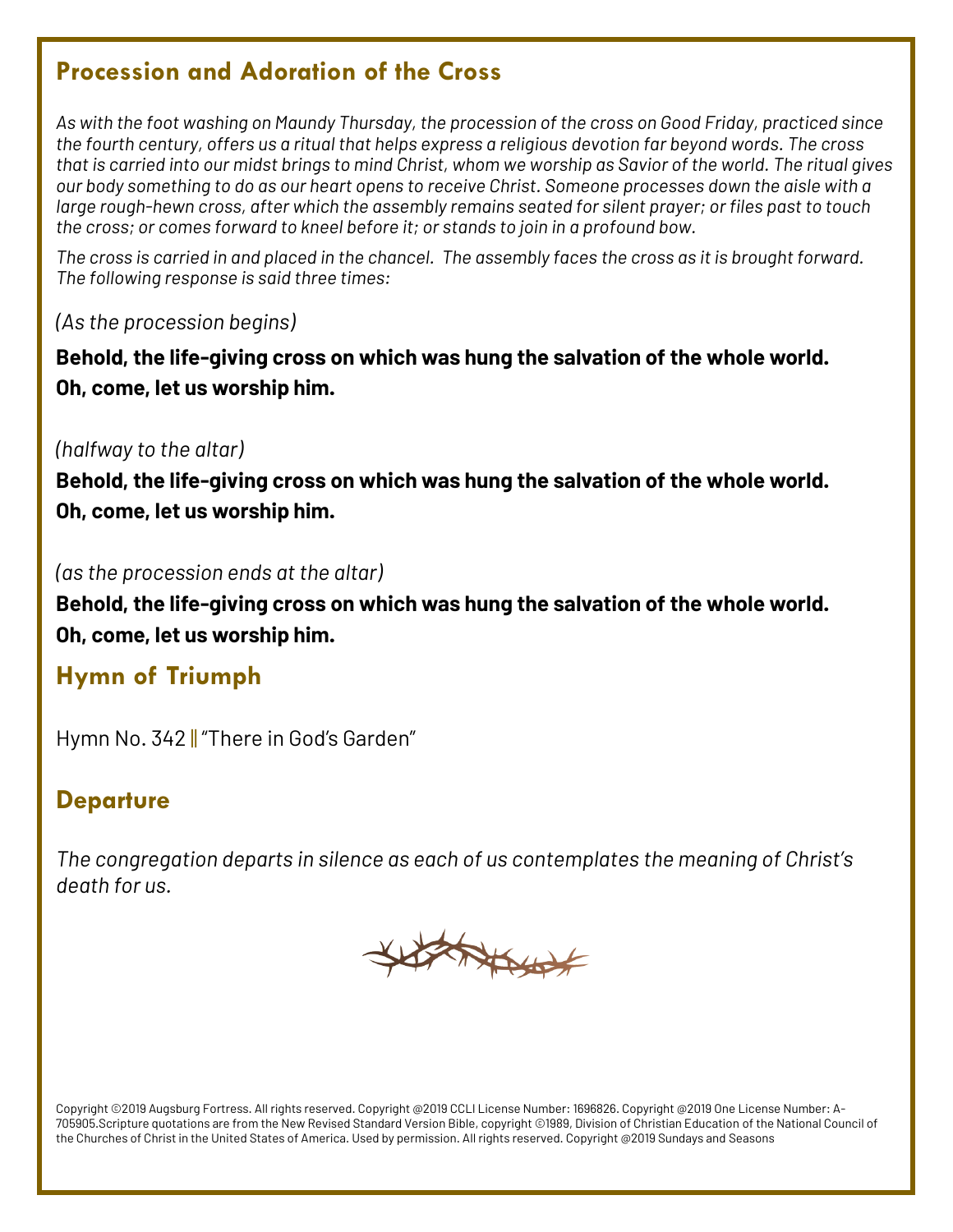## Procession and Adoration of the Cross

*As with the foot washing on Maundy Thursday, the procession of the cross on Good Friday, practiced since the fourth century, offers us a ritual that helps express a religious devotion far beyond words. The cross that is carried into our midst brings to mind Christ, whom we worship as Savior of the world. The ritual gives our body something to do as our heart opens to receive Christ. Someone processes down the aisle with a large rough-hewn cross, after which the assembly remains seated for silent prayer; or files past to touch the cross; or comes forward to kneel before it; or stands to join in a profound bow.*

*The cross is carried in and placed in the chancel. The assembly faces the cross as it is brought forward. The following response is said three times:*

*(As the procession begins)*

**Behold, the life-giving cross on which was hung the salvation of the whole world.**
**Oh, come, let us worship him.**

*(halfway to the altar)*

**Behold, the life-giving cross on which was hung the salvation of the whole world.**
**Oh, come, let us worship him.**

*(as the procession ends at the altar)*

**Behold, the life-giving cross on which was hung the salvation of the whole world.**
**Oh, come, let us worship him.**

## Hymn of Triumph

Hymn No. 342 ‖ "There in God's Garden"

## Departure

*The congregation departs in silence as each of us contemplates the meaning of Christ's death for us.*

Copyright ©2019 Augsburg Fortress. All rights reserved. Copyright @2019 CCLI License Number: 1696826. Copyright @2019 One License Number: A-705905.Scripture quotations are from the New Revised Standard Version Bible, copyright ©1989, Division of Christian Education of the National Council of the Churches of Christ in the United States of America. Used by permission. All rights reserved. Copyright @2019 Sundays and Seasons